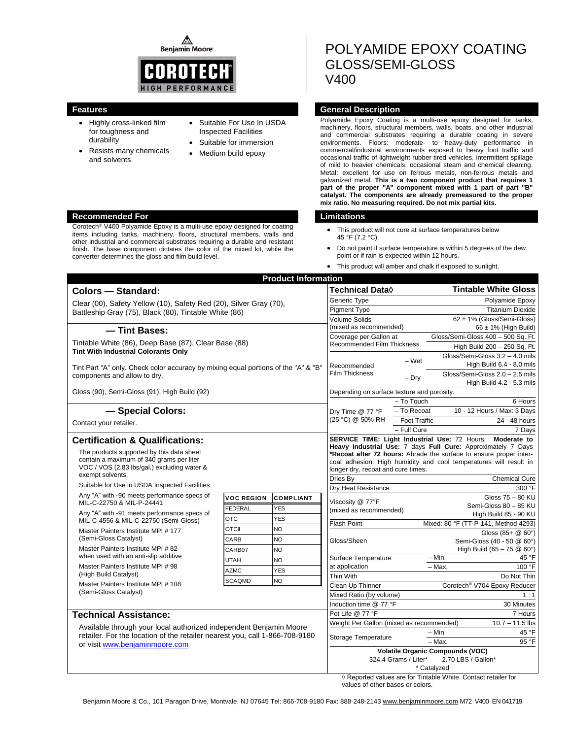Benjamin Moore

COROTECH HIGH PERFORMANCE

# POLYAMIDE EPOXY COATING
## GLOSS/SEMI-GLOSS
## V400

## Features

- Highly cross-linked film for toughness and durability
- Resists many chemicals and solvents
- Suitable For Use In USDA Inspected Facilities
- Suitable for immersion
- Medium build epoxy

## General Description

Polyamide Epoxy Coating is a multi-use epoxy designed for tanks, machinery, floors, structural members, walls, boats, and other industrial and commercial substrates requiring a durable coating in severe environments. Floors: moderate- to heavy-duty performance in commercial/industrial environments exposed to heavy foot traffic and occasional traffic of lightweight rubber-tired vehicles, intermittent spillage of mild to heavier chemicals, occasional steam and chemical cleaning. Metal: excellent for use on ferrous metals, non-ferrous metals and galvanized metal. **This is a two component product that requires 1 part of the proper "A" component mixed with 1 part of part "B" catalyst. The components are already premeasured to the proper mix ratio. No measuring required. Do not mix partial kits.**

## Recommended For

Corotech® V400 Polyamide Epoxy is a multi-use epoxy designed for coating items including tanks, machinery, floors, structural members, walls and other industrial and commercial substrates requiring a durable and resistant finish. The base component dictates the color of the mixed kit, while the converter determines the gloss and film build level.

## Limitations

- This product will not cure at surface temperatures below 45 °F (7.2 °C).
- Do not paint if surface temperature is within 5 degrees of the dew point or if rain is expected within 12 hours.
- This product will amber and chalk if exposed to sunlight.

## Product Information

### Colors — Standard:

Clear (00), Safety Yellow (10), Safety Red (20), Silver Gray (70), Battleship Gray (75), Black (80), Tintable White (86)

### — Tint Bases:

Tintable White (86), Deep Base (87), Clear Base (88)
**Tint With Industrial Colorants Only**

Tint Part "A" only. Check color accuracy by mixing equal portions of the "A" & "B" components and allow to dry.

Gloss (90), Semi-Gloss (91), High Build (92)

### — Special Colors:

Contact your retailer.

### Certification & Qualifications:

The products supported by this data sheet contain a maximum of 340 grams per liter VOC / VOS (2.83 lbs/gal.) excluding water & exempt solvents.

Suitable for Use in USDA Inspected Facilities

Any "A" with -90 meets performance specs of MIL-C-22750 & MIL-P-24441

Any "A" with -91 meets performance specs of MIL-C-4556 & MIL-C-22750 (Semi-Gloss)

Master Painters Institute MPI # 177 (Semi-Gloss Catalyst)

Master Painters Institute MPI # 82 when used with an anti-slip additive

Master Painters Institute MPI # 98 (High Build Catalyst)

Master Painters Institute MPI # 108 (Semi-Gloss Catalyst)

| VOC REGION | COMPLIANT |
|---|---|
| FEDERAL | YES |
| OTC | YES |
| OTCII | NO |
| CARB | NO |
| CARB07 | NO |
| UTAH | NO |
| AZMC | YES |
| SCAQMD | NO |

### Technical Assistance:

Available through your local authorized independent Benjamin Moore retailer. For the location of the retailer nearest you, call 1-866-708-9180 or visit www.benjaminmoore.com

| Technical Data◊ | | Tintable White Gloss |
|---|---|---|
| Generic Type | | Polyamide Epoxy |
| Pigment Type | | Titanium Dioxide |
| Volume Solids (mixed as recommended) | | 62 ± 1% (Gloss/Semi-Gloss) 66 ± 1% (High Build) |
| Coverage per Gallon at Recommended Film Thickness | | Gloss/Semi-Gloss 400 – 500 Sq. Ft. High Build 200 – 250 Sq. Ft. |
| Recommended Film Thickness | – Wet | Gloss/Semi-Gloss 3.2 – 4.0 mils High Build 6.4 - 8.0 mils |
| | – Dry | Gloss/Semi-Gloss 2.0 – 2.5 mils High Build 4.2 - 5.3 mils |
| Depending on surface texture and porosity. | | |
| Dry Time @ 77 °F (25 °C) @ 50% RH | – To Touch | 6 Hours |
| | – To Recoat | 10 - 12 Hours / Max: 3 Days |
| | – Foot Traffic | 24 - 48 hours |
| | – Full Cure | 7 Days |
| **SERVICE TIME: Light Industrial Use:** 72 Hours. **Moderate to Heavy Industrial Use:** 7 days **Full Cure:** Approximately 7 Days **\*Recoat after 72 hours:** Abrade the surface to ensure proper inter-coat adhesion. High humidity and cool temperatures will result in longer dry, recoat and cure times. | | |
| Dries By | | Chemical Cure |
| Dry Heat Resistance | | 300 °F |
| Viscosity @ 77°F (mixed as recommended) | | Gloss 75 – 80 KU Semi-Gloss 80 – 85 KU High Build 85 - 90 KU |
| Flash Point | | Mixed: 80 °F (TT-P-141, Method 4293) |
| Gloss/Sheen | | Gloss (85+ @ 60°) Semi-Gloss (40 - 50 @ 60°) High Build (65 – 75 @ 60°) |
| Surface Temperature at application | – Min. | 45 °F |
| | – Max. | 100 °F |
| Thin With | | Do Not Thin |
| Clean Up Thinner | | Corotech® V704 Epoxy Reducer |
| Mixed Ratio (by volume) | | 1 : 1 |
| Induction time @ 77 °F | | 30 Minutes |
| Pot Life @ 77 °F | | 7 Hours |
| Weight Per Gallon (mixed as recommended) | | 10.7 – 11.5 lbs |
| Storage Temperature | – Min. | 45 °F |
| | – Max. | 95 °F |
| **Volatile Organic Compounds (VOC)** 324.4 Grams / Liter\* 2.70 LBS / Gallon\* \* Catalyzed | | |

◊ Reported values are for Tintable White. Contact retailer for values of other bases or colors.

Benjamin Moore & Co., 101 Paragon Drive, Montvale, NJ 07645 Tel: 866-708-9180 Fax: 888-248-2143 www.benjaminmoore.com M72 V400 EN 041719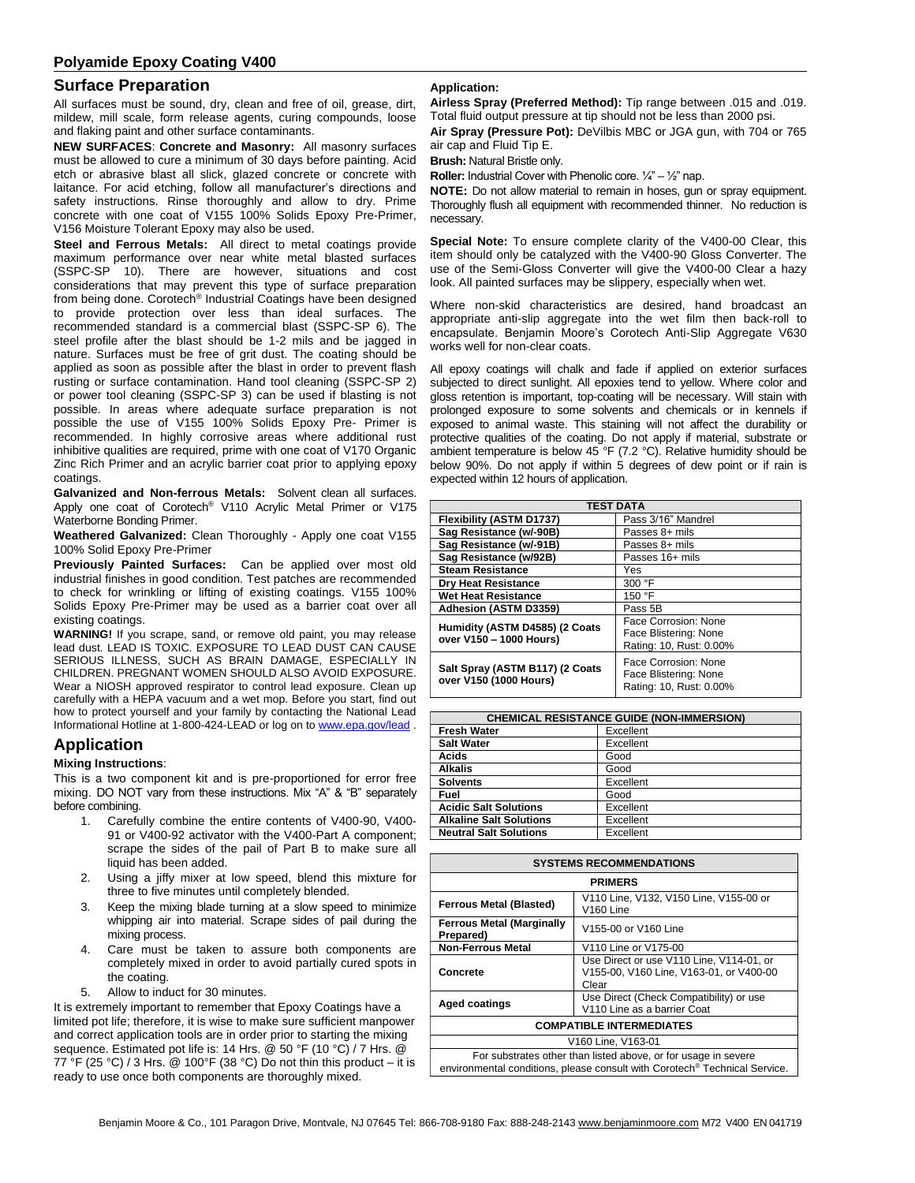## Polyamide Epoxy Coating V400

## Surface Preparation

All surfaces must be sound, dry, clean and free of oil, grease, dirt, mildew, mill scale, form release agents, curing compounds, loose and flaking paint and other surface contaminants.

**NEW SURFACES**: **Concrete and Masonry:** All masonry surfaces must be allowed to cure a minimum of 30 days before painting. Acid etch or abrasive blast all slick, glazed concrete or concrete with laitance. For acid etching, follow all manufacturer's directions and safety instructions. Rinse thoroughly and allow to dry. Prime concrete with one coat of V155 100% Solids Epoxy Pre-Primer, V156 Moisture Tolerant Epoxy may also be used.

**Steel and Ferrous Metals:** All direct to metal coatings provide maximum performance over near white metal blasted surfaces (SSPC-SP 10). There are however, situations and cost considerations that may prevent this type of surface preparation from being done. Corotech® Industrial Coatings have been designed to provide protection over less than ideal surfaces. The recommended standard is a commercial blast (SSPC-SP 6). The steel profile after the blast should be 1-2 mils and be jagged in nature. Surfaces must be free of grit dust. The coating should be applied as soon as possible after the blast in order to prevent flash rusting or surface contamination. Hand tool cleaning (SSPC-SP 2) or power tool cleaning (SSPC-SP 3) can be used if blasting is not possible. In areas where adequate surface preparation is not possible the use of V155 100% Solids Epoxy Pre- Primer is recommended. In highly corrosive areas where additional rust inhibitive qualities are required, prime with one coat of V170 Organic Zinc Rich Primer and an acrylic barrier coat prior to applying epoxy coatings.

**Galvanized and Non-ferrous Metals:** Solvent clean all surfaces. Apply one coat of Corotech® V110 Acrylic Metal Primer or V175 Waterborne Bonding Primer.

**Weathered Galvanized:** Clean Thoroughly - Apply one coat V155 100% Solid Epoxy Pre-Primer

**Previously Painted Surfaces:** Can be applied over most old industrial finishes in good condition. Test patches are recommended to check for wrinkling or lifting of existing coatings. V155 100% Solids Epoxy Pre-Primer may be used as a barrier coat over all existing coatings.

**WARNING!** If you scrape, sand, or remove old paint, you may release lead dust. LEAD IS TOXIC. EXPOSURE TO LEAD DUST CAN CAUSE SERIOUS ILLNESS, SUCH AS BRAIN DAMAGE, ESPECIALLY IN CHILDREN. PREGNANT WOMEN SHOULD ALSO AVOID EXPOSURE. Wear a NIOSH approved respirator to control lead exposure. Clean up carefully with a HEPA vacuum and a wet mop. Before you start, find out how to protect yourself and your family by contacting the National Lead Informational Hotline at 1-800-424-LEAD or log on to www.epa.gov/lead .

## Application

**Mixing Instructions**:

This is a two component kit and is pre-proportioned for error free mixing. DO NOT vary from these instructions. Mix "A" & "B" separately before combining.

1. Carefully combine the entire contents of V400-90, V400-91 or V400-92 activator with the V400-Part A component; scrape the sides of the pail of Part B to make sure all liquid has been added.
2. Using a jiffy mixer at low speed, blend this mixture for three to five minutes until completely blended.
3. Keep the mixing blade turning at a slow speed to minimize whipping air into material. Scrape sides of pail during the mixing process.
4. Care must be taken to assure both components are completely mixed in order to avoid partially cured spots in the coating.
5. Allow to induct for 30 minutes.

It is extremely important to remember that Epoxy Coatings have a limited pot life; therefore, it is wise to make sure sufficient manpower and correct application tools are in order prior to starting the mixing sequence. Estimated pot life is: 14 Hrs. @ 50 °F (10 °C) / 7 Hrs. @ 77 °F (25 °C) / 3 Hrs. @ 100°F (38 °C) Do not thin this product – it is ready to use once both components are thoroughly mixed.

**Application:**

**Airless Spray (Preferred Method):** Tip range between .015 and .019. Total fluid output pressure at tip should not be less than 2000 psi.

**Air Spray (Pressure Pot):** DeVilbis MBC or JGA gun, with 704 or 765 air cap and Fluid Tip E.

**Brush:** Natural Bristle only.

**Roller:** Industrial Cover with Phenolic core. ¼" – ½" nap.

**NOTE:** Do not allow material to remain in hoses, gun or spray equipment. Thoroughly flush all equipment with recommended thinner. No reduction is necessary.

**Special Note:** To ensure complete clarity of the V400-00 Clear, this item should only be catalyzed with the V400-90 Gloss Converter. The use of the Semi-Gloss Converter will give the V400-00 Clear a hazy look. All painted surfaces may be slippery, especially when wet.

Where non-skid characteristics are desired, hand broadcast an appropriate anti-slip aggregate into the wet film then back-roll to encapsulate. Benjamin Moore's Corotech Anti-Slip Aggregate V630 works well for non-clear coats.

All epoxy coatings will chalk and fade if applied on exterior surfaces subjected to direct sunlight. All epoxies tend to yellow. Where color and gloss retention is important, top-coating will be necessary. Will stain with prolonged exposure to some solvents and chemicals or in kennels if exposed to animal waste. This staining will not affect the durability or protective qualities of the coating. Do not apply if material, substrate or ambient temperature is below 45 °F (7.2 °C). Relative humidity should be below 90%. Do not apply if within 5 degrees of dew point or if rain is expected within 12 hours of application.

| TEST DATA | |
|---|---|
| **Flexibility (ASTM D1737)** | Pass 3/16" Mandrel |
| **Sag Resistance (w/-90B)** | Passes 8+ mils |
| **Sag Resistance (w/-91B)** | Passes 8+ mils |
| **Sag Resistance (w/92B)** | Passes 16+ mils |
| **Steam Resistance** | Yes |
| **Dry Heat Resistance** | 300 °F |
| **Wet Heat Resistance** | 150 °F |
| **Adhesion (ASTM D3359)** | Pass 5B |
| **Humidity (ASTM D4585) (2 Coats over V150 – 1000 Hours)** | Face Corrosion: None<br>Face Blistering: None<br>Rating: 10, Rust: 0.00% |
| **Salt Spray (ASTM B117) (2 Coats over V150 (1000 Hours)** | Face Corrosion: None<br>Face Blistering: None<br>Rating: 10, Rust: 0.00% |

| CHEMICAL RESISTANCE GUIDE (NON-IMMERSION) | |
|---|---|
| **Fresh Water** | Excellent |
| **Salt Water** | Excellent |
| **Acids** | Good |
| **Alkalis** | Good |
| **Solvents** | Excellent |
| **Fuel** | Good |
| **Acidic Salt Solutions** | Excellent |
| **Alkaline Salt Solutions** | Excellent |
| **Neutral Salt Solutions** | Excellent |

| SYSTEMS RECOMMENDATIONS | |
|---|---|
| **PRIMERS** | |
| **Ferrous Metal (Blasted)** | V110 Line, V132, V150 Line, V155-00 or V160 Line |
| **Ferrous Metal (Marginally Prepared)** | V155-00 or V160 Line |
| **Non-Ferrous Metal** | V110 Line or V175-00 |
| **Concrete** | Use Direct or use V110 Line, V114-01, or V155-00, V160 Line, V163-01, or V400-00 Clear |
| **Aged coatings** | Use Direct (Check Compatibility) or use V110 Line as a barrier Coat |
| **COMPATIBLE INTERMEDIATES** | |
| V160 Line, V163-01 | |
| For substrates other than listed above, or for usage in severe environmental conditions, please consult with Corotech® Technical Service. | |

Benjamin Moore & Co., 101 Paragon Drive, Montvale, NJ 07645 Tel: 866-708-9180 Fax: 888-248-2143 www.benjaminmoore.com M72 V400 EN 041719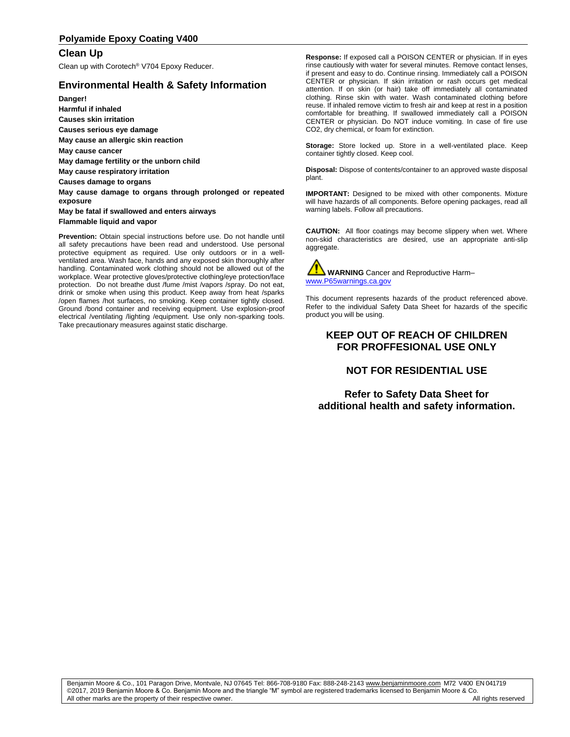## Clean Up

Clean up with Corotech® V704 Epoxy Reducer.

## Environmental Health & Safety Information

**Danger!**

**Harmful if inhaled**

**Causes skin irritation**

**Causes serious eye damage**

**May cause an allergic skin reaction**

**May cause cancer**

**May damage fertility or the unborn child**

**May cause respiratory irritation**

**Causes damage to organs**

**May cause damage to organs through prolonged or repeated exposure**

**May be fatal if swallowed and enters airways**

**Flammable liquid and vapor**

**Prevention:** Obtain special instructions before use. Do not handle until all safety precautions have been read and understood. Use personal protective equipment as required. Use only outdoors or in a well-ventilated area. Wash face, hands and any exposed skin thoroughly after handling. Contaminated work clothing should not be allowed out of the workplace. Wear protective gloves/protective clothing/eye protection/face protection. Do not breathe dust /fume /mist /vapors /spray. Do not eat, drink or smoke when using this product. Keep away from heat /sparks /open flames /hot surfaces, no smoking. Keep container tightly closed. Ground /bond container and receiving equipment. Use explosion-proof electrical /ventilating /lighting /equipment. Use only non-sparking tools. Take precautionary measures against static discharge.

**Response:** If exposed call a POISON CENTER or physician. If in eyes rinse cautiously with water for several minutes. Remove contact lenses, if present and easy to do. Continue rinsing. Immediately call a POISON CENTER or physician. If skin irritation or rash occurs get medical attention. If on skin (or hair) take off immediately all contaminated clothing. Rinse skin with water. Wash contaminated clothing before reuse. If inhaled remove victim to fresh air and keep at rest in a position comfortable for breathing. If swallowed immediately call a POISON CENTER or physician. Do NOT induce vomiting. In case of fire use CO2, dry chemical, or foam for extinction.

**Storage:** Store locked up. Store in a well-ventilated place. Keep container tightly closed. Keep cool.

**Disposal:** Dispose of contents/container to an approved waste disposal plant.

**IMPORTANT:** Designed to be mixed with other components. Mixture will have hazards of all components. Before opening packages, read all warning labels. Follow all precautions.

**CAUTION:** All floor coatings may become slippery when wet. Where non-skid characteristics are desired, use an appropriate anti-slip aggregate.

**WARNING** Cancer and Reproductive Harm– www.P65warnings.ca.gov

This document represents hazards of the product referenced above. Refer to the individual Safety Data Sheet for hazards of the specific product you will be using.

**KEEP OUT OF REACH OF CHILDREN**
**FOR PROFFESIONAL USE ONLY**

**NOT FOR RESIDENTIAL USE**

**Refer to Safety Data Sheet for additional health and safety information.**

Benjamin Moore & Co., 101 Paragon Drive, Montvale, NJ 07645 Tel: 866-708-9180 Fax: 888-248-2143 www.benjaminmoore.com M72 V400 EN 041719
©2017, 2019 Benjamin Moore & Co. Benjamin Moore and the triangle "M" symbol are registered trademarks licensed to Benjamin Moore & Co.
All other marks are the property of their respective owner. All rights reserved